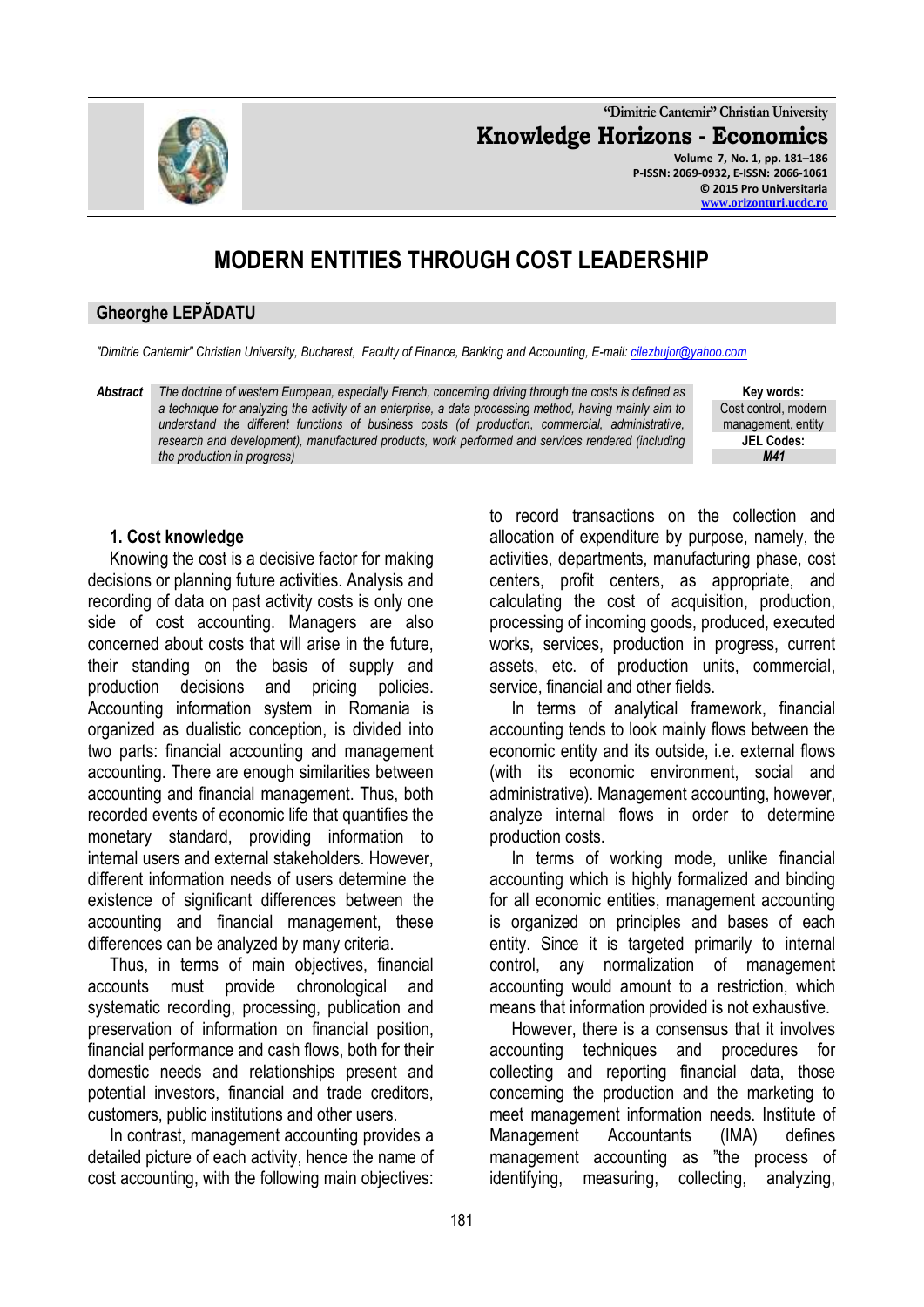# MODERN ENTITIES THROUGH COST LEADERSHIP

**Gheorghe LEPĂDATU**

*"Dimitrie Cantemir" Christian University, Bucharest, Faculty of Finance, Banking and Accounting, E-mail: cilezbujor@yahoo.com*

***Abstract*** *The doctrine of western European, especially French, concerning driving through the costs is defined as a technique for analyzing the activity of an enterprise, a data processing method, having mainly aim to understand the different functions of business costs (of production, commercial, administrative, research and development), manufactured products, work performed and services rendered (including the production in progress)*

**Key words:** Cost control, modern management, entity

**JEL Codes:** ***M41***

## 1. Cost knowledge

Knowing the cost is a decisive factor for making decisions or planning future activities. Analysis and recording of data on past activity costs is only one side of cost accounting. Managers are also concerned about costs that will arise in the future, their standing on the basis of supply and production decisions and pricing policies. Accounting information system in Romania is organized as dualistic conception, is divided into two parts: financial accounting and management accounting. There are enough similarities between accounting and financial management. Thus, both recorded events of economic life that quantifies the monetary standard, providing information to internal users and external stakeholders. However, different information needs of users determine the existence of significant differences between the accounting and financial management, these differences can be analyzed by many criteria.

Thus, in terms of main objectives, financial accounts must provide chronological and systematic recording, processing, publication and preservation of information on financial position, financial performance and cash flows, both for their domestic needs and relationships present and potential investors, financial and trade creditors, customers, public institutions and other users.

In contrast, management accounting provides a detailed picture of each activity, hence the name of cost accounting, with the following main objectives: to record transactions on the collection and allocation of expenditure by purpose, namely, the activities, departments, manufacturing phase, cost centers, profit centers, as appropriate, and calculating the cost of acquisition, production, processing of incoming goods, produced, executed works, services, production in progress, current assets, etc. of production units, commercial, service, financial and other fields.

In terms of analytical framework, financial accounting tends to look mainly flows between the economic entity and its outside, i.e. external flows (with its economic environment, social and administrative). Management accounting, however, analyze internal flows in order to determine production costs.

In terms of working mode, unlike financial accounting which is highly formalized and binding for all economic entities, management accounting is organized on principles and bases of each entity. Since it is targeted primarily to internal control, any normalization of management accounting would amount to a restriction, which means that information provided is not exhaustive.

However, there is a consensus that it involves accounting techniques and procedures for collecting and reporting financial data, those concerning the production and the marketing to meet management information needs. Institute of Management Accountants (IMA) defines management accounting as "the process of identifying, measuring, collecting, analyzing,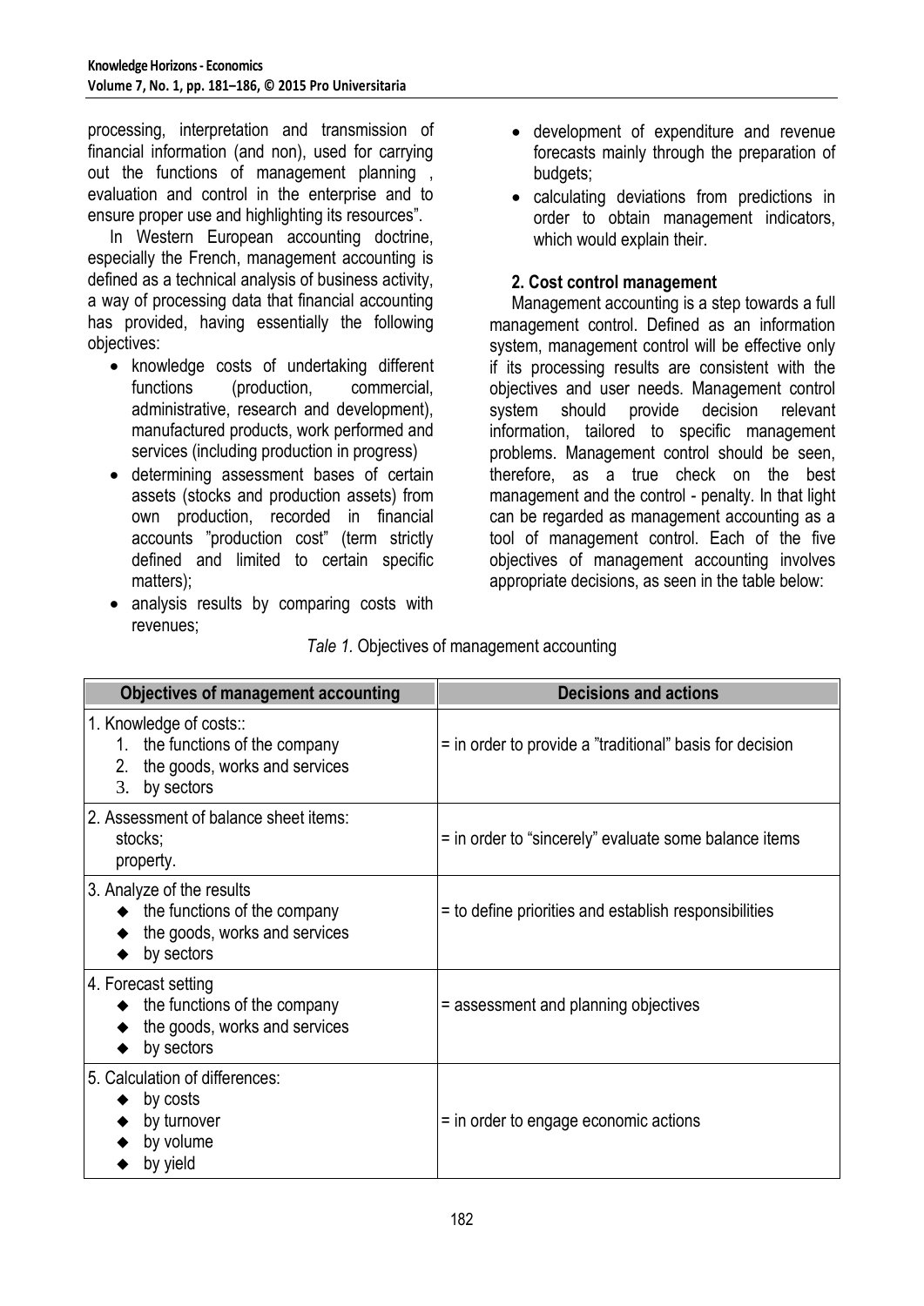processing, interpretation and transmission of financial information (and non), used for carrying out the functions of management planning , evaluation and control in the enterprise and to ensure proper use and highlighting its resources".

In Western European accounting doctrine, especially the French, management accounting is defined as a technical analysis of business activity, a way of processing data that financial accounting has provided, having essentially the following objectives:

- knowledge costs of undertaking different functions (production, commercial, administrative, research and development), manufactured products, work performed and services (including production in progress)
- determining assessment bases of certain assets (stocks and production assets) from own production, recorded in financial accounts "production cost" (term strictly defined and limited to certain specific matters);
- analysis results by comparing costs with revenues;
- development of expenditure and revenue forecasts mainly through the preparation of budgets;
- calculating deviations from predictions in order to obtain management indicators, which would explain their.

### 2. Cost control management

Management accounting is a step towards a full management control. Defined as an information system, management control will be effective only if its processing results are consistent with the objectives and user needs. Management control system should provide decision relevant information, tailored to specific management problems. Management control should be seen, therefore, as a true check on the best management and the control - penalty. In that light can be regarded as management accounting as a tool of management control. Each of the five objectives of management accounting involves appropriate decisions, as seen in the table below:

*Tale 1.* Objectives of management accounting

| Objectives of management accounting | Decisions and actions |
|---|---|
| 1. Knowledge of costs::<br>1. the functions of the company<br>2. the goods, works and services<br>3. by sectors | = in order to provide a "traditional" basis for decision |
| 2. Assessment of balance sheet items:<br>stocks;<br>property. | = in order to "sincerely" evaluate some balance items |
| 3. Analyze of the results<br>◆ the functions of the company<br>◆ the goods, works and services<br>◆ by sectors | = to define priorities and establish responsibilities |
| 4. Forecast setting<br>◆ the functions of the company<br>◆ the goods, works and services<br>◆ by sectors | = assessment and planning objectives |
| 5. Calculation of differences:<br>◆ by costs<br>◆ by turnover<br>◆ by volume<br>◆ by yield | = in order to engage economic actions |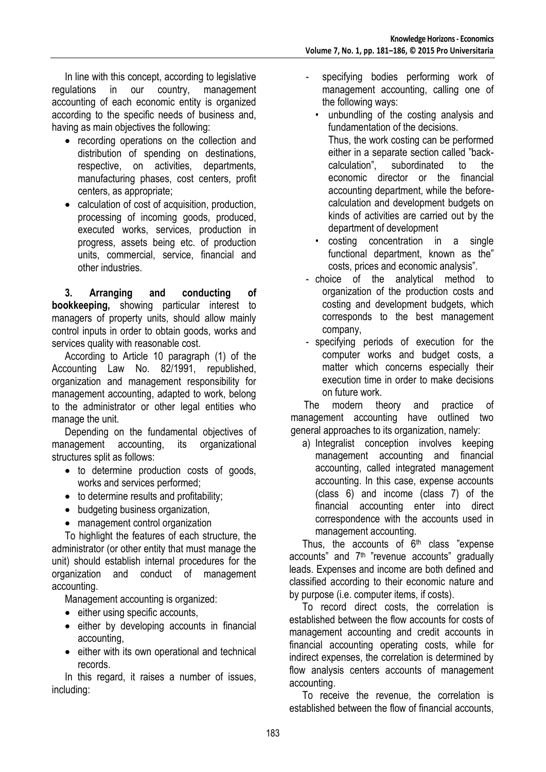In line with this concept, according to legislative regulations in our country, management accounting of each economic entity is organized according to the specific needs of business and, having as main objectives the following:

- recording operations on the collection and distribution of spending on destinations, respective, on activities, departments, manufacturing phases, cost centers, profit centers, as appropriate;
- calculation of cost of acquisition, production, processing of incoming goods, produced, executed works, services, production in progress, assets being etc. of production units, commercial, service, financial and other industries.

**3. Arranging and conducting of bookkeeping,** showing particular interest to managers of property units, should allow mainly control inputs in order to obtain goods, works and services quality with reasonable cost.

According to Article 10 paragraph (1) of the Accounting Law No. 82/1991, republished, organization and management responsibility for management accounting, adapted to work, belong to the administrator or other legal entities who manage the unit.

Depending on the fundamental objectives of management accounting, its organizational structures split as follows:

- to determine production costs of goods, works and services performed;
- to determine results and profitability;
- budgeting business organization,
- management control organization

To highlight the features of each structure, the administrator (or other entity that must manage the unit) should establish internal procedures for the organization and conduct of management accounting.

Management accounting is organized:

- either using specific accounts,
- either by developing accounts in financial accounting,
- either with its own operational and technical records.

In this regard, it raises a number of issues, including:

- specifying bodies performing work of management accounting, calling one of the following ways:
  - unbundling of the costing analysis and fundamentation of the decisions. Thus, the work costing can be performed either in a separate section called "back-calculation", subordinated to the economic director or the financial accounting department, while the before-calculation and development budgets on kinds of activities are carried out by the department of development
  - costing concentration in a single functional department, known as the" costs, prices and economic analysis".
- choice of the analytical method to organization of the production costs and costing and development budgets, which corresponds to the best management company,
- specifying periods of execution for the computer works and budget costs, a matter which concerns especially their execution time in order to make decisions on future work.

The modern theory and practice of management accounting have outlined two general approaches to its organization, namely:

a) Integralist conception involves keeping management accounting and financial accounting, called integrated management accounting. In this case, expense accounts (class 6) and income (class 7) of the financial accounting enter into direct correspondence with the accounts used in management accounting.

Thus, the accounts of 6th class "expense accounts" and 7th "revenue accounts" gradually leads. Expenses and income are both defined and classified according to their economic nature and by purpose (i.e. computer items, if costs).

To record direct costs, the correlation is established between the flow accounts for costs of management accounting and credit accounts in financial accounting operating costs, while for indirect expenses, the correlation is determined by flow analysis centers accounts of management accounting.

To receive the revenue, the correlation is established between the flow of financial accounts,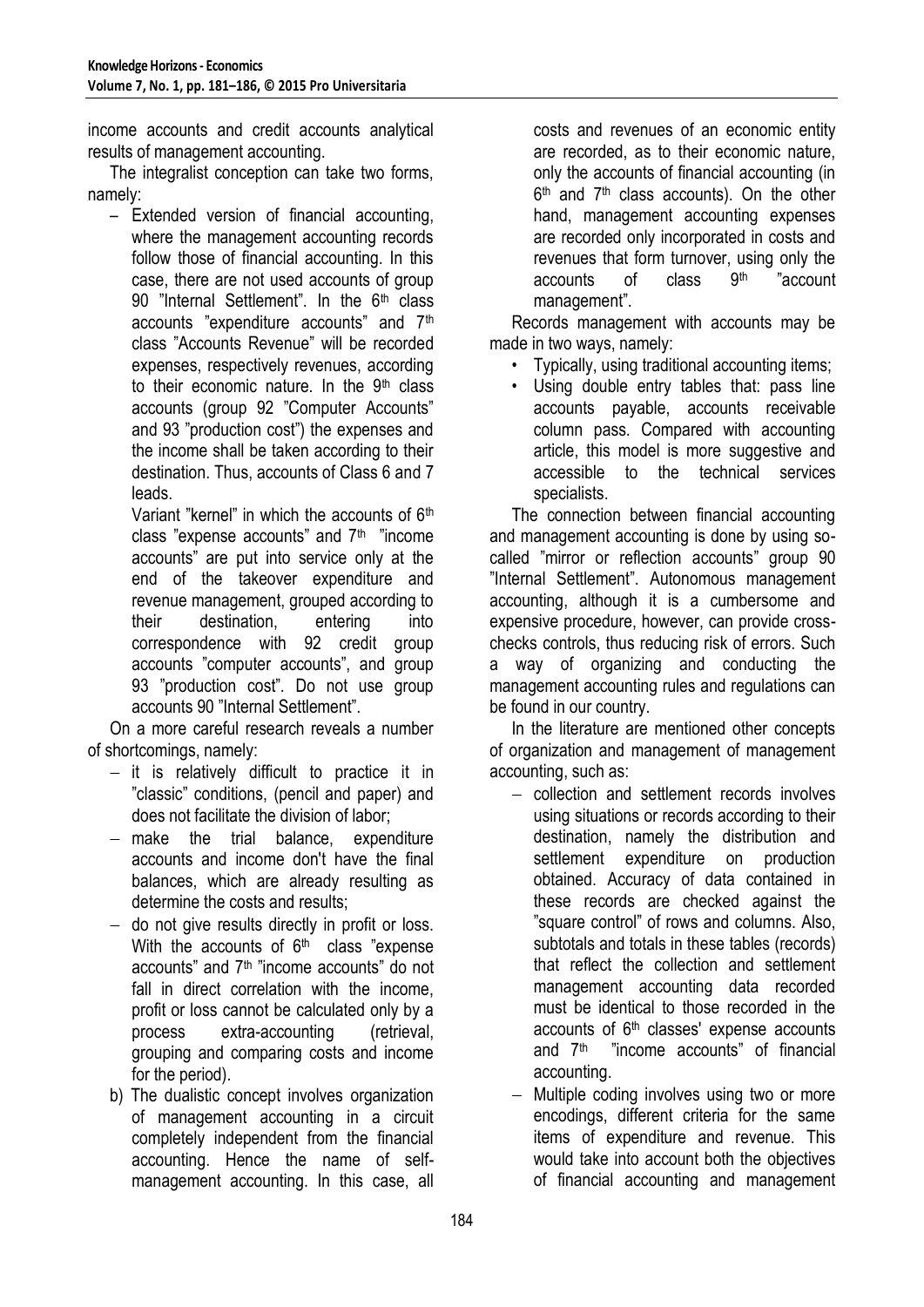income accounts and credit accounts analytical results of management accounting.

The integralist conception can take two forms, namely:

– Extended version of financial accounting, where the management accounting records follow those of financial accounting. In this case, there are not used accounts of group 90 "Internal Settlement". In the 6th class accounts "expenditure accounts" and 7th class "Accounts Revenue" will be recorded expenses, respectively revenues, according to their economic nature. In the 9th class accounts (group 92 "Computer Accounts" and 93 "production cost") the expenses and the income shall be taken according to their destination. Thus, accounts of Class 6 and 7 leads.

Variant "kernel" in which the accounts of 6th class "expense accounts" and 7th "income accounts" are put into service only at the end of the takeover expenditure and revenue management, grouped according to their destination, entering into correspondence with 92 credit group accounts "computer accounts", and group 93 "production cost". Do not use group accounts 90 "Internal Settlement".

On a more careful research reveals a number of shortcomings, namely:

- it is relatively difficult to practice it in "classic" conditions, (pencil and paper) and does not facilitate the division of labor;
- make the trial balance, expenditure accounts and income don't have the final balances, which are already resulting as determine the costs and results;
- do not give results directly in profit or loss. With the accounts of 6th class "expense accounts" and 7th "income accounts" do not fall in direct correlation with the income, profit or loss cannot be calculated only by a process extra-accounting (retrieval, grouping and comparing costs and income for the period).

b) The dualistic concept involves organization of management accounting in a circuit completely independent from the financial accounting. Hence the name of self-management accounting. In this case, all costs and revenues of an economic entity are recorded, as to their economic nature, only the accounts of financial accounting (in 6th and 7th class accounts). On the other hand, management accounting expenses are recorded only incorporated in costs and revenues that form turnover, using only the accounts of class 9th "account management".

Records management with accounts may be made in two ways, namely:

- Typically, using traditional accounting items;
- Using double entry tables that: pass line accounts payable, accounts receivable column pass. Compared with accounting article, this model is more suggestive and accessible to the technical services specialists.

The connection between financial accounting and management accounting is done by using so-called "mirror or reflection accounts" group 90 "Internal Settlement". Autonomous management accounting, although it is a cumbersome and expensive procedure, however, can provide cross-checks controls, thus reducing risk of errors. Such a way of organizing and conducting the management accounting rules and regulations can be found in our country.

In the literature are mentioned other concepts of organization and management of management accounting, such as:

- collection and settlement records involves using situations or records according to their destination, namely the distribution and settlement expenditure on production obtained. Accuracy of data contained in these records are checked against the "square control" of rows and columns. Also, subtotals and totals in these tables (records) that reflect the collection and settlement management accounting data recorded must be identical to those recorded in the accounts of 6th classes' expense accounts and 7th "income accounts" of financial accounting.
- Multiple coding involves using two or more encodings, different criteria for the same items of expenditure and revenue. This would take into account both the objectives of financial accounting and management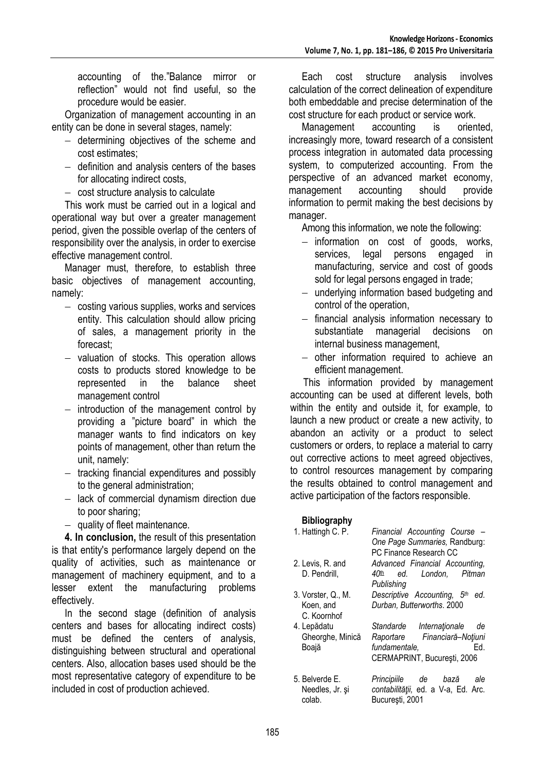accounting of the."Balance mirror or reflection" would not find useful, so the procedure would be easier.

Organization of management accounting in an entity can be done in several stages, namely:

- determining objectives of the scheme and cost estimates;
- definition and analysis centers of the bases for allocating indirect costs,
- cost structure analysis to calculate

This work must be carried out in a logical and operational way but over a greater management period, given the possible overlap of the centers of responsibility over the analysis, in order to exercise effective management control.

Manager must, therefore, to establish three basic objectives of management accounting, namely:

- costing various supplies, works and services entity. This calculation should allow pricing of sales, a management priority in the forecast;
- valuation of stocks. This operation allows costs to products stored knowledge to be represented in the balance sheet management control
- introduction of the management control by providing a "picture board" in which the manager wants to find indicators on key points of management, other than return the unit, namely:
- tracking financial expenditures and possibly to the general administration;
- lack of commercial dynamism direction due to poor sharing;
- quality of fleet maintenance.

**4. In conclusion,** the result of this presentation is that entity's performance largely depend on the quality of activities, such as maintenance or management of machinery equipment, and to a lesser extent the manufacturing problems effectively.

In the second stage (definition of analysis centers and bases for allocating indirect costs) must be defined the centers of analysis, distinguishing between structural and operational centers. Also, allocation bases used should be the most representative category of expenditure to be included in cost of production achieved.

Each cost structure analysis involves calculation of the correct delineation of expenditure both embeddable and precise determination of the cost structure for each product or service work.

Management accounting is oriented, increasingly more, toward research of a consistent process integration in automated data processing system, to computerized accounting. From the perspective of an advanced market economy, management accounting should provide information to permit making the best decisions by manager.

Among this information, we note the following:

- information on cost of goods, works, services, legal persons engaged in manufacturing, service and cost of goods sold for legal persons engaged in trade;
- underlying information based budgeting and control of the operation,
- financial analysis information necessary to substantiate managerial decisions on internal business management,
- other information required to achieve an efficient management.

This information provided by management accounting can be used at different levels, both within the entity and outside it, for example, to launch a new product or create a new activity, to abandon an activity or a product to select customers or orders, to replace a material to carry out corrective actions to meet agreed objectives, to control resources management by comparing the results obtained to control management and active participation of the factors responsible.

**Bibliography**

1. Hattingh C. P. *Financial Accounting Course – One Page Summaries,* Randburg: PC Finance Research CC
2. Levis, R. and D. Pendrill, *Advanced Financial Accounting, 40th ed. London, Pitman Publishing*
3. Vorster, Q., M. Koen, and C. Koornhof *Descriptive Accounting, 5th ed. Durban, Butterworths*. 2000
4. Lepădatu Gheorghe, Minică Boajă *Standarde Internaţionale de Raportare Financiară–Noţiuni fundamentale,* Ed. CERMAPRINT, Bucureşti, 2006
5. Belverde E. Needles, Jr. şi colab. *Principiile de bază ale contabilităţii*, ed. a V-a, Ed. Arc. Bucureşti, 2001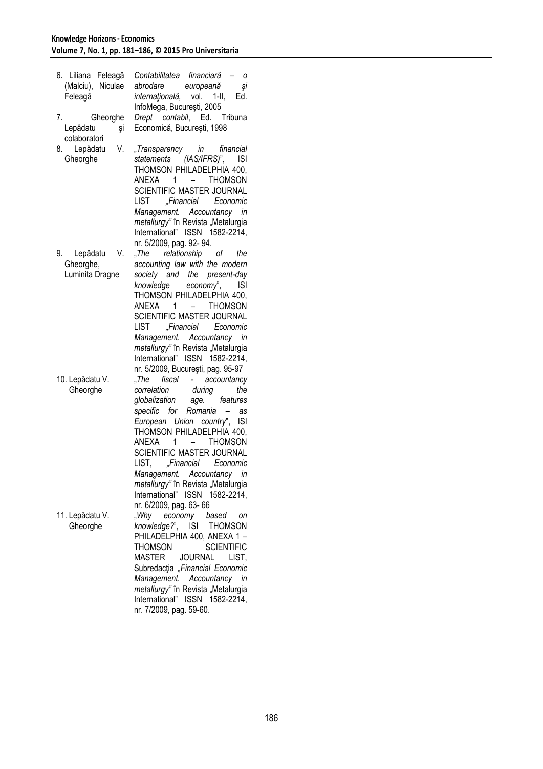| | |
|---|---|
| 6. Liliana Feleagă (Malciu), Niculae Feleagă | *Contabilitatea financiară – o abordare europeană şi internaţională,* vol. 1-II, Ed. InfoMega, Bucureşti, 2005 |
| 7. Gheorghe Lepădatu şi colaboratori | *Drept contabil*, Ed. Tribuna Economică, Bucureşti, 1998 |
| 8. Lepădatu V. Gheorghe | „*Transparency in financial statements (IAS/IFRS)*", ISI THOMSON PHILADELPHIA 400, ANEXA 1 – THOMSON SCIENTIFIC MASTER JOURNAL LIST *„Financial Economic Management. Accountancy in metallurgy"* în Revista „Metalurgia International" ISSN 1582-2214, nr. 5/2009, pag. 92- 94. |
| 9. Lepădatu V. Gheorghe, Luminita Dragne | „*The relationship of the accounting law with the modern society and the present-day knowledge economy*", ISI THOMSON PHILADELPHIA 400, ANEXA 1 – THOMSON SCIENTIFIC MASTER JOURNAL LIST *„Financial Economic Management. Accountancy in metallurgy"* în Revista „Metalurgia International" ISSN 1582-2214, nr. 5/2009, Bucureşti, pag. 95-97 |
| 10. Lepădatu V. Gheorghe | „*The fiscal - accountancy correlation during the globalization age. features specific for Romania – as European Union country*", ISI THOMSON PHILADELPHIA 400, ANEXA 1 – THOMSON SCIENTIFIC MASTER JOURNAL LIST, *„Financial Economic Management. Accountancy in metallurgy"* în Revista „Metalurgia International" ISSN 1582-2214, nr. 6/2009, pag. 63- 66 |
| 11. Lepădatu V. Gheorghe | „*Why economy based on knowledge?*", ISI THOMSON PHILADELPHIA 400, ANEXA 1 – THOMSON SCIENTIFIC MASTER JOURNAL LIST, Subredacţia *„Financial Economic Management. Accountancy in metallurgy"* în Revista „Metalurgia International" ISSN 1582-2214, nr. 7/2009, pag. 59-60. |